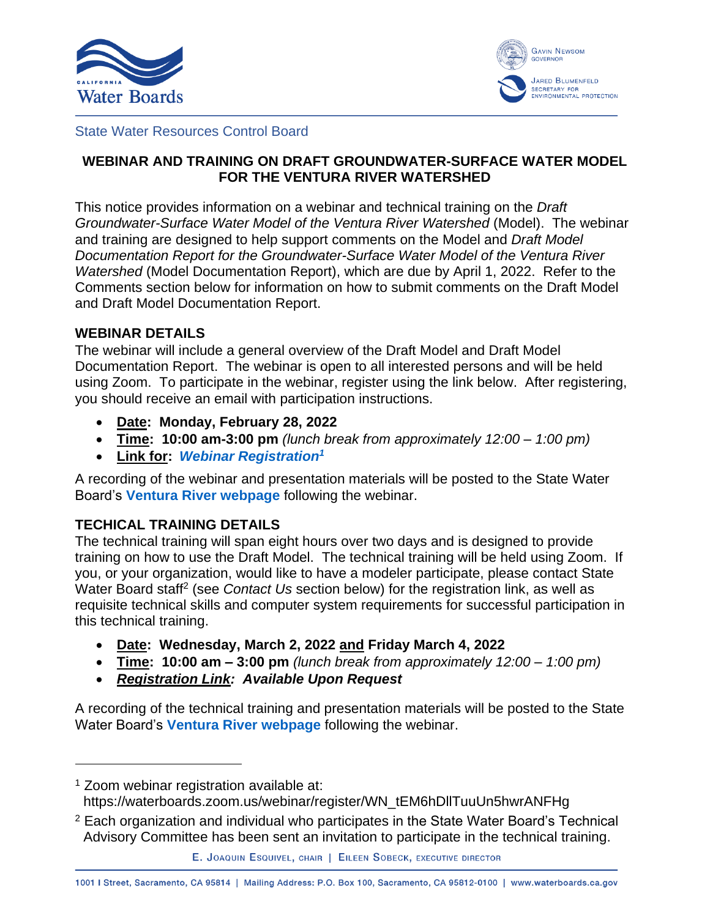State Water Resources Control Board

## WEBINAR AND TRAINING ON DRAFT GROUNDWATER-SURFACE WATER MODEL FOR THE VENTURA RIVER WATERSHED

This notice provides information on a webinar and technical training on the *Draft Groundwater-Surface Water Model of the Ventura River Watershed* (Model). The webinar and training are designed to help support comments on the Model and *Draft Model Documentation Report for the Groundwater-Surface Water Model of the Ventura River Watershed* (Model Documentation Report), which are due by April 1, 2022. Refer to the Comments section below for information on how to submit comments on the Draft Model and Draft Model Documentation Report.

### WEBINAR DETAILS

The webinar will include a general overview of the Draft Model and Draft Model Documentation Report. The webinar is open to all interested persons and will be held using Zoom. To participate in the webinar, register using the link below. After registering, you should receive an email with participation instructions.

- **Date: Monday, February 28, 2022**
- **Time: 10:00 am-3:00 pm** *(lunch break from approximately 12:00 – 1:00 pm)*
- **Link for: *Webinar Registration*[1]**

A recording of the webinar and presentation materials will be posted to the State Water Board's **Ventura River webpage** following the webinar.

### TECHICAL TRAINING DETAILS

The technical training will span eight hours over two days and is designed to provide training on how to use the Draft Model. The technical training will be held using Zoom. If you, or your organization, would like to have a modeler participate, please contact State Water Board staff[2] (see *Contact Us* section below) for the registration link, as well as requisite technical skills and computer system requirements for successful participation in this technical training.

- **Date: Wednesday, March 2, 2022 and Friday March 4, 2022**
- **Time: 10:00 am – 3:00 pm** *(lunch break from approximately 12:00 – 1:00 pm)*
- ***Registration Link: Available Upon Request***

A recording of the technical training and presentation materials will be posted to the State Water Board's **Ventura River webpage** following the webinar.

---

[1] Zoom webinar registration available at: https://waterboards.zoom.us/webinar/register/WN_tEM6hDllTuuUn5hwrANFHg

[2] Each organization and individual who participates in the State Water Board's Technical Advisory Committee has been sent an invitation to participate in the technical training.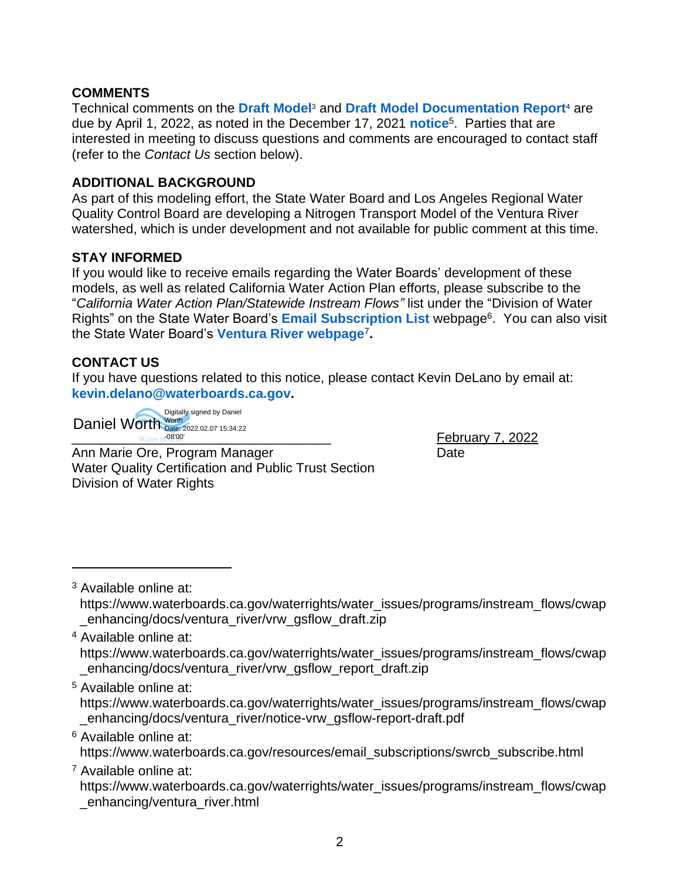**COMMENTS**

Technical comments on the **Draft Model**[3] and **Draft Model Documentation Report**[4] are due by April 1, 2022, as noted in the December 17, 2021 **notice**[5]. Parties that are interested in meeting to discuss questions and comments are encouraged to contact staff (refer to the *Contact Us* section below).

**ADDITIONAL BACKGROUND**

As part of this modeling effort, the State Water Board and Los Angeles Regional Water Quality Control Board are developing a Nitrogen Transport Model of the Ventura River watershed, which is under development and not available for public comment at this time.

**STAY INFORMED**

If you would like to receive emails regarding the Water Boards' development of these models, as well as related California Water Action Plan efforts, please subscribe to the "*California Water Action Plan/Statewide Instream Flows"* list under the "Division of Water Rights" on the State Water Board's **Email Subscription List** webpage[6]. You can also visit the State Water Board's **Ventura River webpage**[7]**.**

**CONTACT US**

If you have questions related to this notice, please contact Kevin DeLano by email at: **kevin.delano@waterboards.ca.gov.**

Daniel Worth Digitally signed by Daniel Worth Date: 2022.02.07 15:34:22 -08'00'
\_\_\_\_\_\_\_\_\_\_\_\_\_\_\_\_\_\_\_\_\_\_\_\_\_\_\_\_\_\_\_\_\_\_\_\_\_\_\_\_\_\_\_\_\_\_\_\_\_\_\_\_

Ann Marie Ore, Program Manager
Water Quality Certification and Public Trust Section
Division of Water Rights

February 7, 2022
Date

---

[3] Available online at: https://www.waterboards.ca.gov/waterrights/water_issues/programs/instream_flows/cwap_enhancing/docs/ventura_river/vrw_gsflow_draft.zip

[4] Available online at: https://www.waterboards.ca.gov/waterrights/water_issues/programs/instream_flows/cwap_enhancing/docs/ventura_river/vrw_gsflow_report_draft.zip

[5] Available online at: https://www.waterboards.ca.gov/waterrights/water_issues/programs/instream_flows/cwap_enhancing/docs/ventura_river/notice-vrw_gsflow-report-draft.pdf

[6] Available online at: https://www.waterboards.ca.gov/resources/email_subscriptions/swrcb_subscribe.html

[7] Available online at: https://www.waterboards.ca.gov/waterrights/water_issues/programs/instream_flows/cwap_enhancing/ventura_river.html